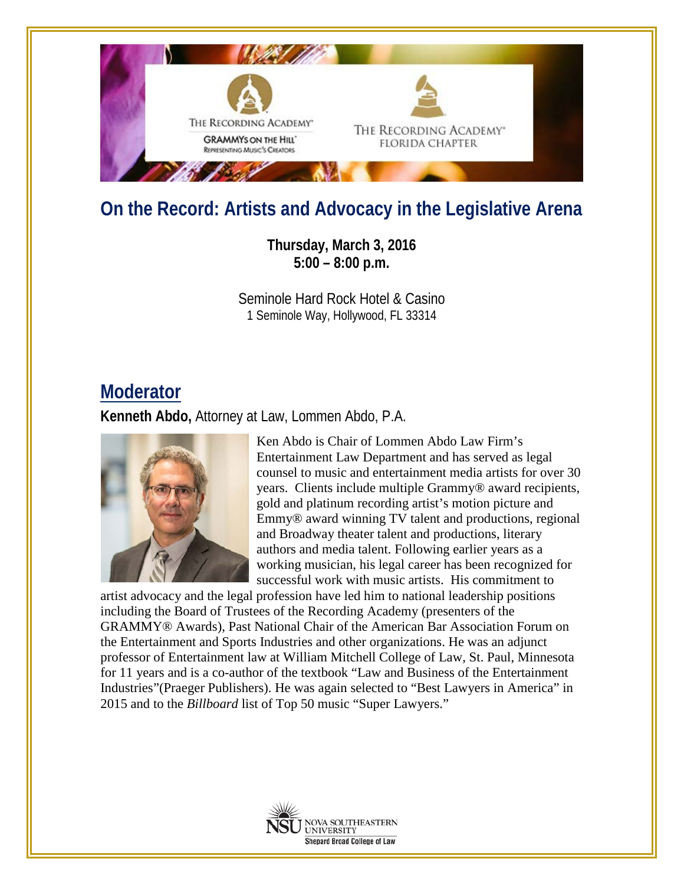THE RECORDING ACADEMY®
GRAMMYs ON THE HILL®
REPRESENTING MUSIC'S CREATORS

THE RECORDING ACADEMY®
FLORIDA CHAPTER

# On the Record: Artists and Advocacy in the Legislative Arena

**Thursday, March 3, 2016**
**5:00 – 8:00 p.m.**

Seminole Hard Rock Hotel & Casino
1 Seminole Way, Hollywood, FL 33314

## Moderator

**Kenneth Abdo,** Attorney at Law, Lommen Abdo, P.A.

Ken Abdo is Chair of Lommen Abdo Law Firm's Entertainment Law Department and has served as legal counsel to music and entertainment media artists for over 30 years. Clients include multiple Grammy® award recipients, gold and platinum recording artist's motion picture and Emmy® award winning TV talent and productions, regional and Broadway theater talent and productions, literary authors and media talent. Following earlier years as a working musician, his legal career has been recognized for successful work with music artists. His commitment to artist advocacy and the legal profession have led him to national leadership positions including the Board of Trustees of the Recording Academy (presenters of the GRAMMY® Awards), Past National Chair of the American Bar Association Forum on the Entertainment and Sports Industries and other organizations. He was an adjunct professor of Entertainment law at William Mitchell College of Law, St. Paul, Minnesota for 11 years and is a co-author of the textbook "Law and Business of the Entertainment Industries"(Praeger Publishers). He was again selected to "Best Lawyers in America" in 2015 and to the *Billboard* list of Top 50 music "Super Lawyers."

NSU NOVA SOUTHEASTERN UNIVERSITY
Shepard Broad College of Law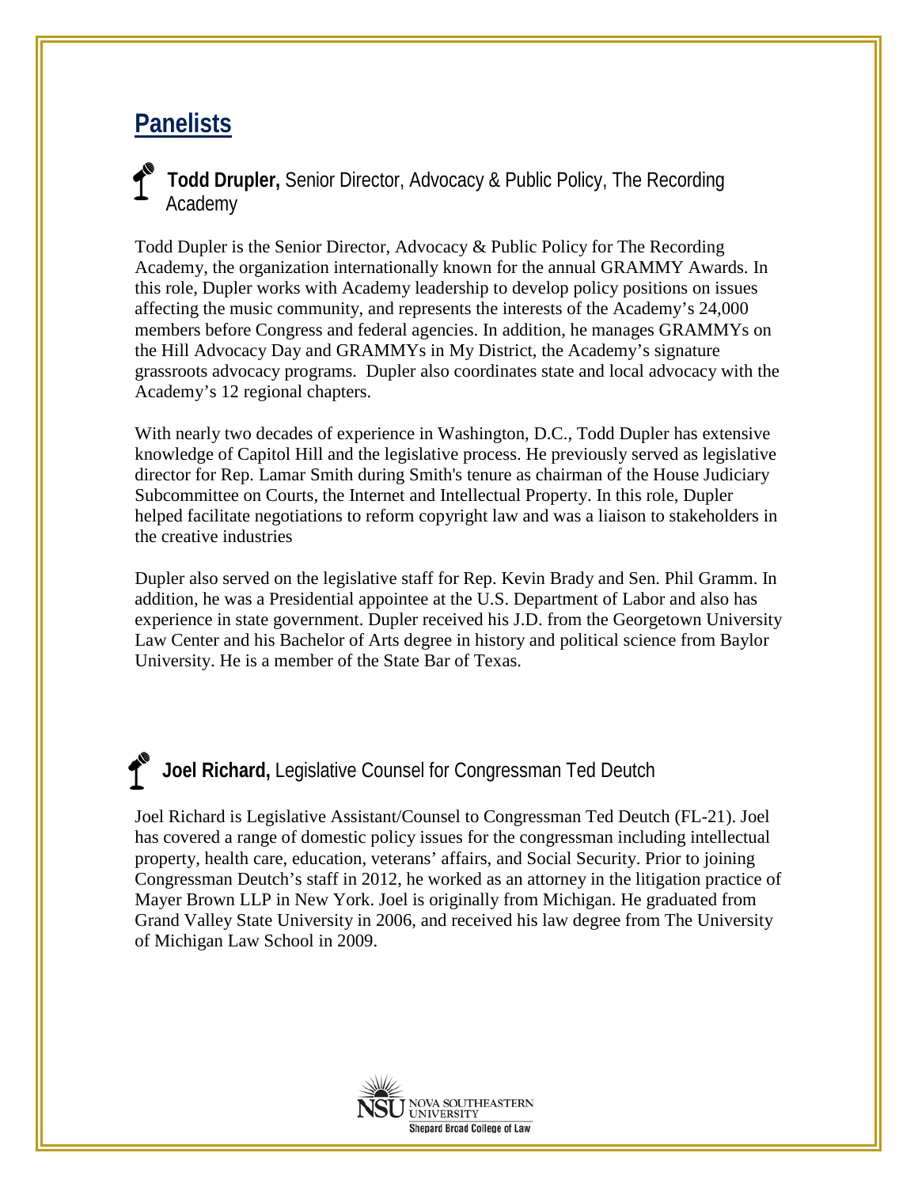## Panelists

**Todd Drupler,** Senior Director, Advocacy & Public Policy, The Recording Academy

Todd Dupler is the Senior Director, Advocacy & Public Policy for The Recording Academy, the organization internationally known for the annual GRAMMY Awards. In this role, Dupler works with Academy leadership to develop policy positions on issues affecting the music community, and represents the interests of the Academy's 24,000 members before Congress and federal agencies. In addition, he manages GRAMMYs on the Hill Advocacy Day and GRAMMYs in My District, the Academy's signature grassroots advocacy programs. Dupler also coordinates state and local advocacy with the Academy's 12 regional chapters.

With nearly two decades of experience in Washington, D.C., Todd Dupler has extensive knowledge of Capitol Hill and the legislative process. He previously served as legislative director for Rep. Lamar Smith during Smith's tenure as chairman of the House Judiciary Subcommittee on Courts, the Internet and Intellectual Property. In this role, Dupler helped facilitate negotiations to reform copyright law and was a liaison to stakeholders in the creative industries

Dupler also served on the legislative staff for Rep. Kevin Brady and Sen. Phil Gramm. In addition, he was a Presidential appointee at the U.S. Department of Labor and also has experience in state government. Dupler received his J.D. from the Georgetown University Law Center and his Bachelor of Arts degree in history and political science from Baylor University. He is a member of the State Bar of Texas.

**Joel Richard,** Legislative Counsel for Congressman Ted Deutch

Joel Richard is Legislative Assistant/Counsel to Congressman Ted Deutch (FL-21). Joel has covered a range of domestic policy issues for the congressman including intellectual property, health care, education, veterans' affairs, and Social Security. Prior to joining Congressman Deutch's staff in 2012, he worked as an attorney in the litigation practice of Mayer Brown LLP in New York. Joel is originally from Michigan. He graduated from Grand Valley State University in 2006, and received his law degree from The University of Michigan Law School in 2009.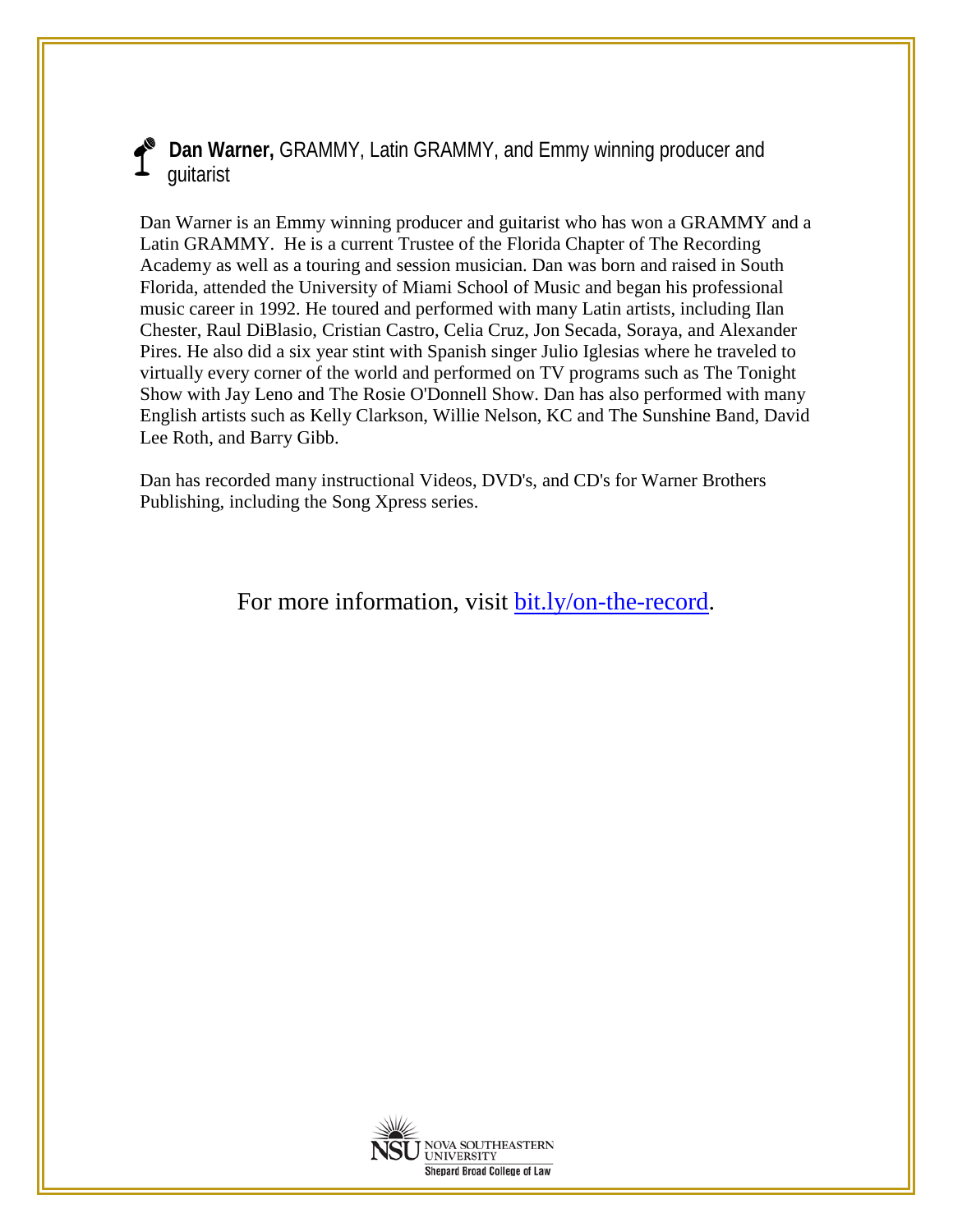**Dan Warner,** GRAMMY, Latin GRAMMY, and Emmy winning producer and guitarist

Dan Warner is an Emmy winning producer and guitarist who has won a GRAMMY and a Latin GRAMMY. He is a current Trustee of the Florida Chapter of The Recording Academy as well as a touring and session musician. Dan was born and raised in South Florida, attended the University of Miami School of Music and began his professional music career in 1992. He toured and performed with many Latin artists, including Ilan Chester, Raul DiBlasio, Cristian Castro, Celia Cruz, Jon Secada, Soraya, and Alexander Pires. He also did a six year stint with Spanish singer Julio Iglesias where he traveled to virtually every corner of the world and performed on TV programs such as The Tonight Show with Jay Leno and The Rosie O'Donnell Show. Dan has also performed with many English artists such as Kelly Clarkson, Willie Nelson, KC and The Sunshine Band, David Lee Roth, and Barry Gibb.

Dan has recorded many instructional Videos, DVD's, and CD's for Warner Brothers Publishing, including the Song Xpress series.

For more information, visit [bit.ly/on-the-record](http://bit.ly/on-the-record).

NSU NOVA SOUTHEASTERN UNIVERSITY
Shepard Broad College of Law